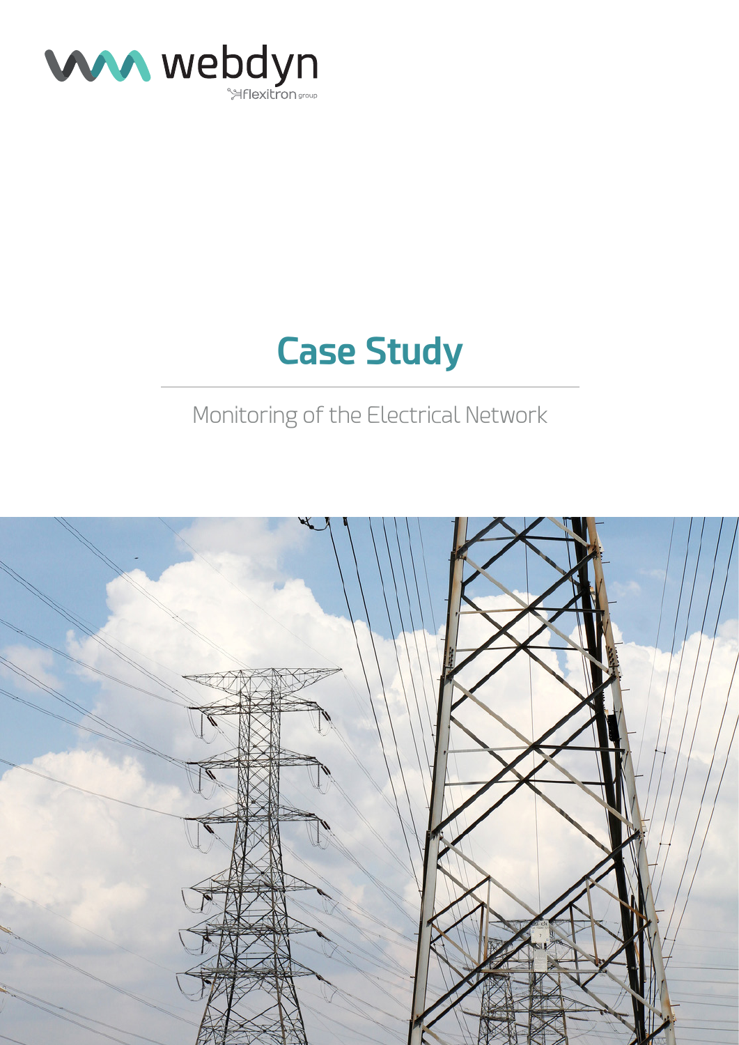webdyn
flexitron group

# Case Study

Monitoring of the Electrical Network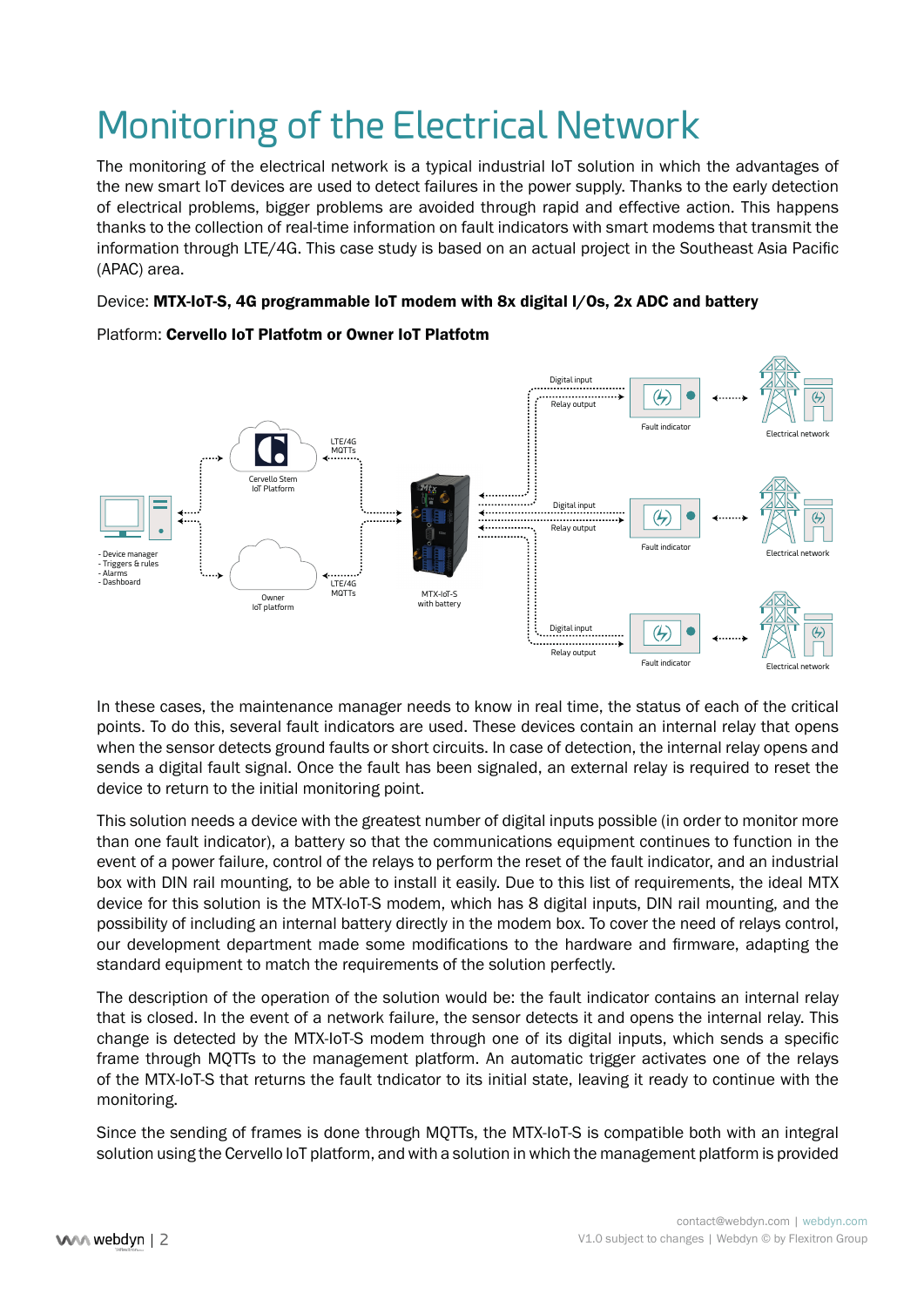# Monitoring of the Electrical Network

The monitoring of the electrical network is a typical industrial IoT solution in which the advantages of the new smart IoT devices are used to detect failures in the power supply. Thanks to the early detection of electrical problems, bigger problems are avoided through rapid and effective action. This happens thanks to the collection of real-time information on fault indicators with smart modems that transmit the information through LTE/4G. This case study is based on an actual project in the Southeast Asia Pacific (APAC) area.

Device: **MTX-IoT-S, 4G programmable IoT modem with 8x digital I/Os, 2x ADC and battery**

Platform: **Cervello IoT Platfotm or Owner IoT Platfotm**

In these cases, the maintenance manager needs to know in real time, the status of each of the critical points. To do this, several fault indicators are used. These devices contain an internal relay that opens when the sensor detects ground faults or short circuits. In case of detection, the internal relay opens and sends a digital fault signal. Once the fault has been signaled, an external relay is required to reset the device to return to the initial monitoring point.

This solution needs a device with the greatest number of digital inputs possible (in order to monitor more than one fault indicator), a battery so that the communications equipment continues to function in the event of a power failure, control of the relays to perform the reset of the fault indicator, and an industrial box with DIN rail mounting, to be able to install it easily. Due to this list of requirements, the ideal MTX device for this solution is the MTX-IoT-S modem, which has 8 digital inputs, DIN rail mounting, and the possibility of including an internal battery directly in the modem box. To cover the need of relays control, our development department made some modifications to the hardware and firmware, adapting the standard equipment to match the requirements of the solution perfectly.

The description of the operation of the solution would be: the fault indicator contains an internal relay that is closed. In the event of a network failure, the sensor detects it and opens the internal relay. This change is detected by the MTX-IoT-S modem through one of its digital inputs, which sends a specific frame through MQTTs to the management platform. An automatic trigger activates one of the relays of the MTX-IoT-S that returns the fault tndicator to its initial state, leaving it ready to continue with the monitoring.

Since the sending of frames is done through MQTTs, the MTX-IoT-S is compatible both with an integral solution using the Cervello IoT platform, and with a solution in which the management platform is provided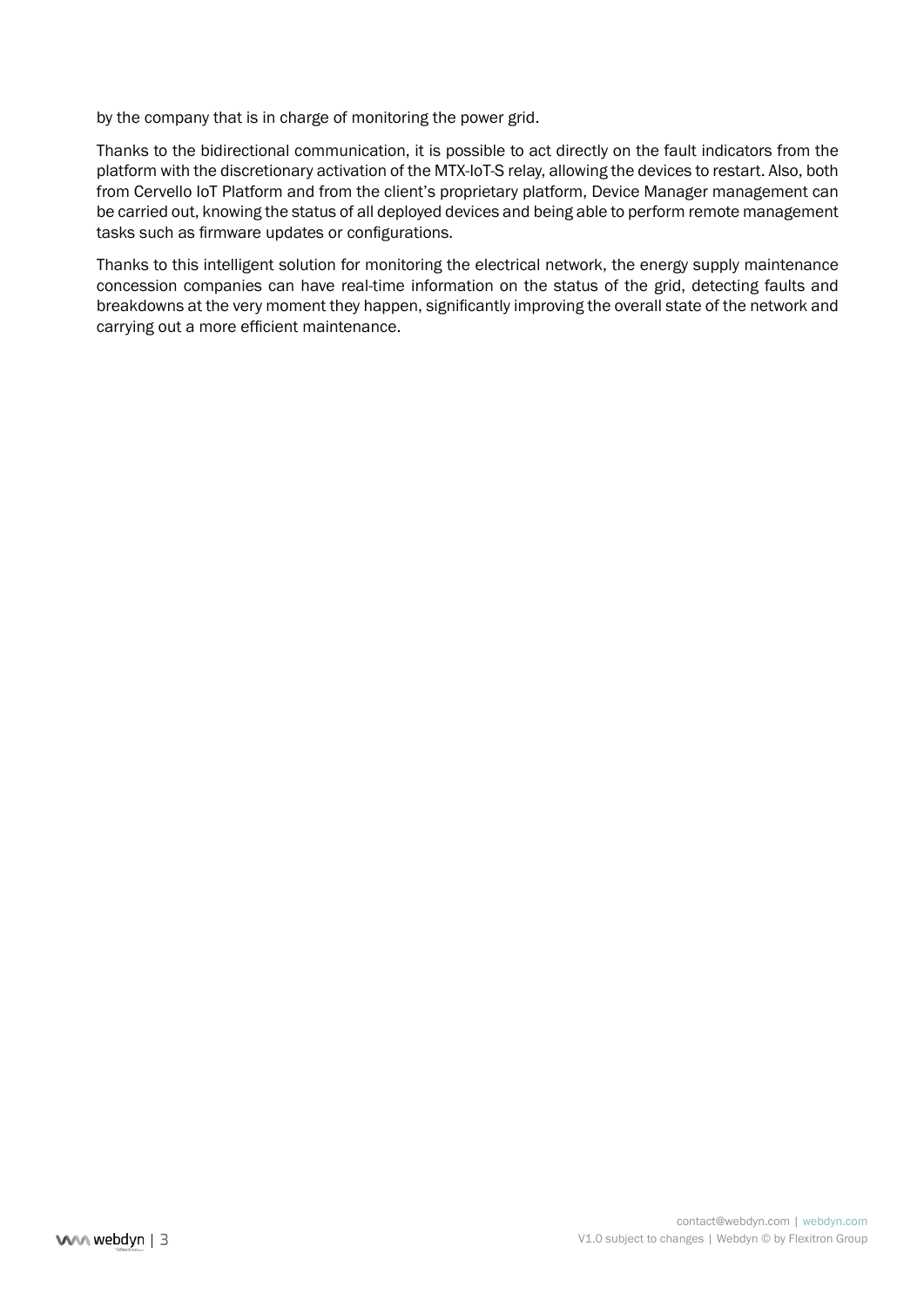by the company that is in charge of monitoring the power grid.

Thanks to the bidirectional communication, it is possible to act directly on the fault indicators from the platform with the discretionary activation of the MTX-IoT-S relay, allowing the devices to restart. Also, both from Cervello IoT Platform and from the client's proprietary platform, Device Manager management can be carried out, knowing the status of all deployed devices and being able to perform remote management tasks such as firmware updates or configurations.

Thanks to this intelligent solution for monitoring the electrical network, the energy supply maintenance concession companies can have real-time information on the status of the grid, detecting faults and breakdowns at the very moment they happen, significantly improving the overall state of the network and carrying out a more efficient maintenance.